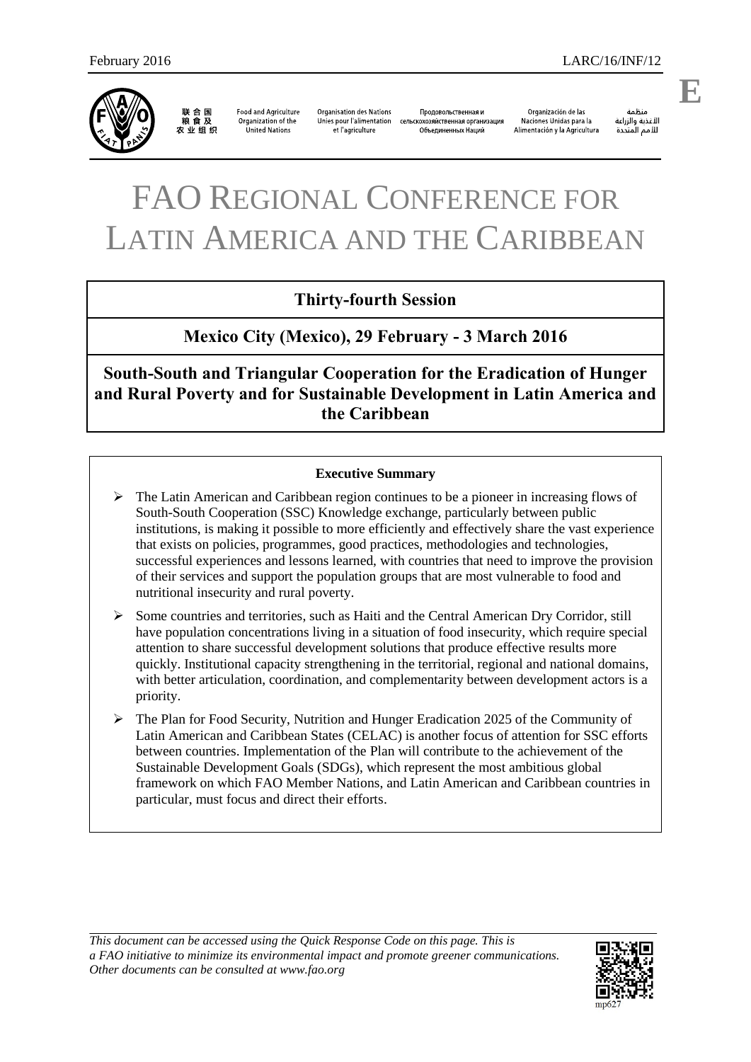February 2016 LARC/16/INF/12

联合国粮食及农业组织 | Food and Agriculture Organization of the United Nations | Organisation des Nations Unies pour l'alimentation et l'agriculture | Продовольственная и сельскохозяйственная организация Объединенных Наций | Organización de las Naciones Unidas para la Alimentación y la Agricultura | منظمة الأغذية والزراعة للأمم المتحدة

# FAO Regional Conference for Latin America and the Caribbean

## Thirty-fourth Session

## Mexico City (Mexico), 29 February - 3 March 2016

## South-South and Triangular Cooperation for the Eradication of Hunger and Rural Poverty and for Sustainable Development in Latin America and the Caribbean

**Executive Summary**

- The Latin American and Caribbean region continues to be a pioneer in increasing flows of South-South Cooperation (SSC) Knowledge exchange, particularly between public institutions, is making it possible to more efficiently and effectively share the vast experience that exists on policies, programmes, good practices, methodologies and technologies, successful experiences and lessons learned, with countries that need to improve the provision of their services and support the population groups that are most vulnerable to food and nutritional insecurity and rural poverty.
- Some countries and territories, such as Haiti and the Central American Dry Corridor, still have population concentrations living in a situation of food insecurity, which require special attention to share successful development solutions that produce effective results more quickly. Institutional capacity strengthening in the territorial, regional and national domains, with better articulation, coordination, and complementarity between development actors is a priority.
- The Plan for Food Security, Nutrition and Hunger Eradication 2025 of the Community of Latin American and Caribbean States (CELAC) is another focus of attention for SSC efforts between countries. Implementation of the Plan will contribute to the achievement of the Sustainable Development Goals (SDGs), which represent the most ambitious global framework on which FAO Member Nations, and Latin American and Caribbean countries in particular, must focus and direct their efforts.

*This document can be accessed using the Quick Response Code on this page. This is a FAO initiative to minimize its environmental impact and promote greener communications. Other documents can be consulted at www.fao.org*

mp627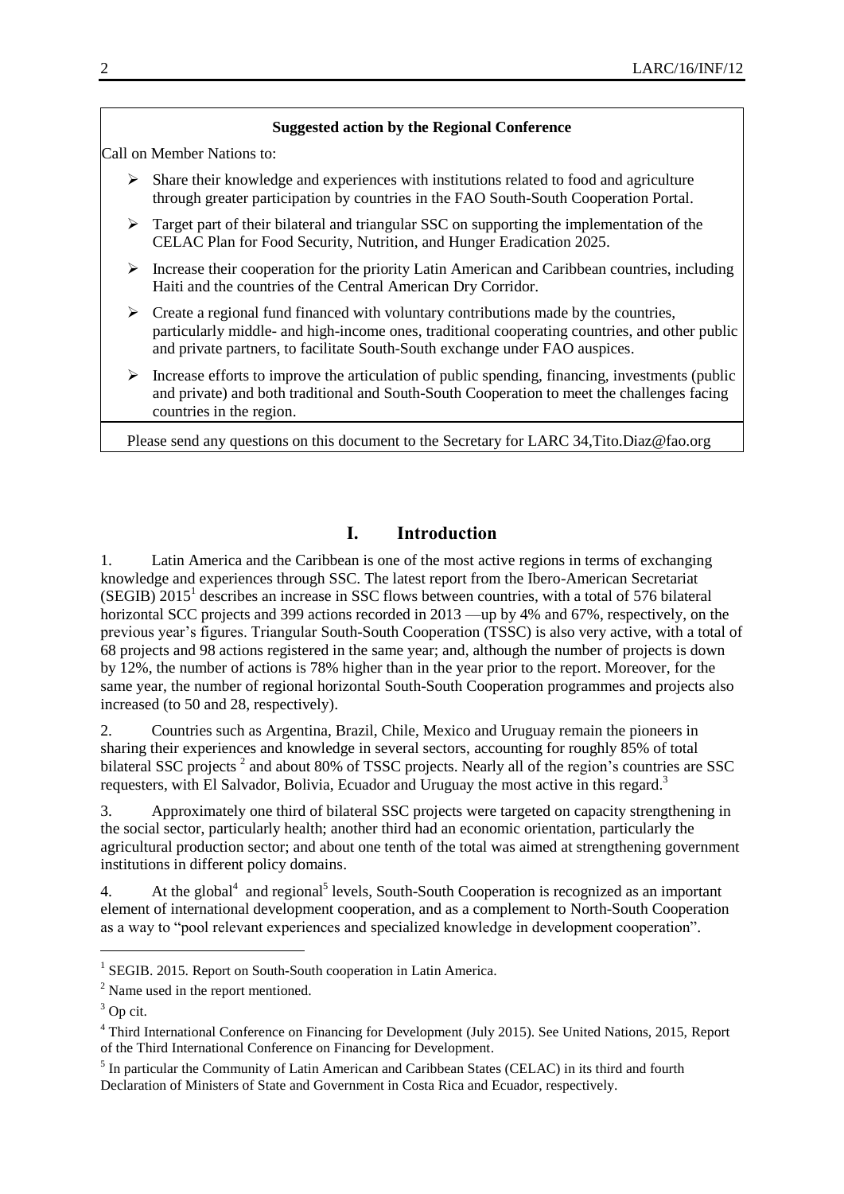**Suggested action by the Regional Conference**

Call on Member Nations to:

- Share their knowledge and experiences with institutions related to food and agriculture through greater participation by countries in the FAO South-South Cooperation Portal.
- Target part of their bilateral and triangular SSC on supporting the implementation of the CELAC Plan for Food Security, Nutrition, and Hunger Eradication 2025.
- Increase their cooperation for the priority Latin American and Caribbean countries, including Haiti and the countries of the Central American Dry Corridor.
- Create a regional fund financed with voluntary contributions made by the countries, particularly middle- and high-income ones, traditional cooperating countries, and other public and private partners, to facilitate South-South exchange under FAO auspices.
- Increase efforts to improve the articulation of public spending, financing, investments (public and private) and both traditional and South-South Cooperation to meet the challenges facing countries in the region.

Please send any questions on this document to the Secretary for LARC 34,Tito.Diaz@fao.org

# I. Introduction

1. Latin America and the Caribbean is one of the most active regions in terms of exchanging knowledge and experiences through SSC. The latest report from the Ibero-American Secretariat (SEGIB) 2015[1] describes an increase in SSC flows between countries, with a total of 576 bilateral horizontal SCC projects and 399 actions recorded in 2013 —up by 4% and 67%, respectively, on the previous year's figures. Triangular South-South Cooperation (TSSC) is also very active, with a total of 68 projects and 98 actions registered in the same year; and, although the number of projects is down by 12%, the number of actions is 78% higher than in the year prior to the report. Moreover, for the same year, the number of regional horizontal South-South Cooperation programmes and projects also increased (to 50 and 28, respectively).

2. Countries such as Argentina, Brazil, Chile, Mexico and Uruguay remain the pioneers in sharing their experiences and knowledge in several sectors, accounting for roughly 85% of total bilateral SSC projects [2] and about 80% of TSSC projects. Nearly all of the region's countries are SSC requesters, with El Salvador, Bolivia, Ecuador and Uruguay the most active in this regard.[3]

3. Approximately one third of bilateral SSC projects were targeted on capacity strengthening in the social sector, particularly health; another third had an economic orientation, particularly the agricultural production sector; and about one tenth of the total was aimed at strengthening government institutions in different policy domains.

4. At the global[4] and regional[5] levels, South-South Cooperation is recognized as an important element of international development cooperation, and as a complement to North-South Cooperation as a way to "pool relevant experiences and specialized knowledge in development cooperation".

---

[1] SEGIB. 2015. Report on South-South cooperation in Latin America.

[2] Name used in the report mentioned.

[3] Op cit.

[4] Third International Conference on Financing for Development (July 2015). See United Nations, 2015, Report of the Third International Conference on Financing for Development.

[5] In particular the Community of Latin American and Caribbean States (CELAC) in its third and fourth Declaration of Ministers of State and Government in Costa Rica and Ecuador, respectively.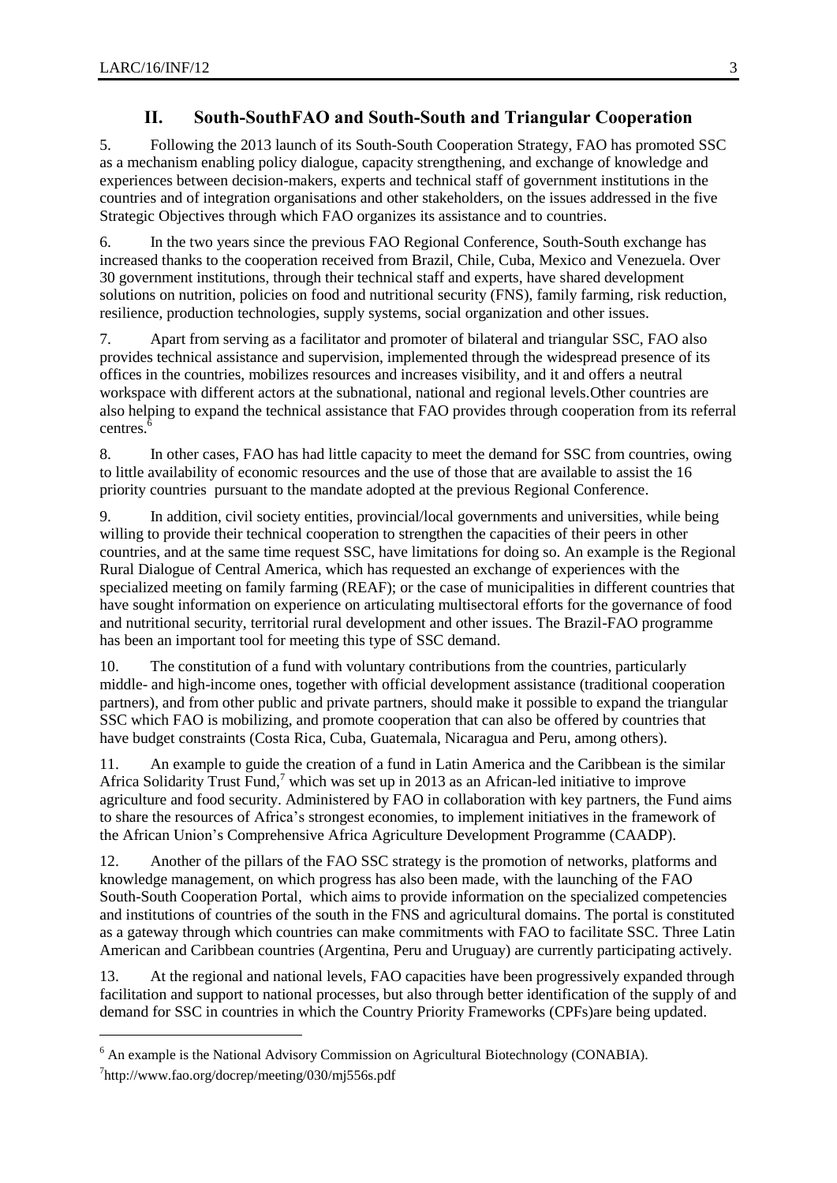## II. South-SouthFAO and South-South and Triangular Cooperation

5. Following the 2013 launch of its South-South Cooperation Strategy, FAO has promoted SSC as a mechanism enabling policy dialogue, capacity strengthening, and exchange of knowledge and experiences between decision-makers, experts and technical staff of government institutions in the countries and of integration organisations and other stakeholders, on the issues addressed in the five Strategic Objectives through which FAO organizes its assistance and to countries.

6. In the two years since the previous FAO Regional Conference, South-South exchange has increased thanks to the cooperation received from Brazil, Chile, Cuba, Mexico and Venezuela. Over 30 government institutions, through their technical staff and experts, have shared development solutions on nutrition, policies on food and nutritional security (FNS), family farming, risk reduction, resilience, production technologies, supply systems, social organization and other issues.

7. Apart from serving as a facilitator and promoter of bilateral and triangular SSC, FAO also provides technical assistance and supervision, implemented through the widespread presence of its offices in the countries, mobilizes resources and increases visibility, and it and offers a neutral workspace with different actors at the subnational, national and regional levels.Other countries are also helping to expand the technical assistance that FAO provides through cooperation from its referral centres.[6]

8. In other cases, FAO has had little capacity to meet the demand for SSC from countries, owing to little availability of economic resources and the use of those that are available to assist the 16 priority countries pursuant to the mandate adopted at the previous Regional Conference.

9. In addition, civil society entities, provincial/local governments and universities, while being willing to provide their technical cooperation to strengthen the capacities of their peers in other countries, and at the same time request SSC, have limitations for doing so. An example is the Regional Rural Dialogue of Central America, which has requested an exchange of experiences with the specialized meeting on family farming (REAF); or the case of municipalities in different countries that have sought information on experience on articulating multisectoral efforts for the governance of food and nutritional security, territorial rural development and other issues. The Brazil-FAO programme has been an important tool for meeting this type of SSC demand.

10. The constitution of a fund with voluntary contributions from the countries, particularly middle- and high-income ones, together with official development assistance (traditional cooperation partners), and from other public and private partners, should make it possible to expand the triangular SSC which FAO is mobilizing, and promote cooperation that can also be offered by countries that have budget constraints (Costa Rica, Cuba, Guatemala, Nicaragua and Peru, among others).

11. An example to guide the creation of a fund in Latin America and the Caribbean is the similar Africa Solidarity Trust Fund,[7] which was set up in 2013 as an African-led initiative to improve agriculture and food security. Administered by FAO in collaboration with key partners, the Fund aims to share the resources of Africa's strongest economies, to implement initiatives in the framework of the African Union's Comprehensive Africa Agriculture Development Programme (CAADP).

12. Another of the pillars of the FAO SSC strategy is the promotion of networks, platforms and knowledge management, on which progress has also been made, with the launching of the FAO South-South Cooperation Portal, which aims to provide information on the specialized competencies and institutions of countries of the south in the FNS and agricultural domains. The portal is constituted as a gateway through which countries can make commitments with FAO to facilitate SSC. Three Latin American and Caribbean countries (Argentina, Peru and Uruguay) are currently participating actively.

13. At the regional and national levels, FAO capacities have been progressively expanded through facilitation and support to national processes, but also through better identification of the supply of and demand for SSC in countries in which the Country Priority Frameworks (CPFs)are being updated.

---

[6] An example is the National Advisory Commission on Agricultural Biotechnology (CONABIA).

[7] http://www.fao.org/docrep/meeting/030/mj556s.pdf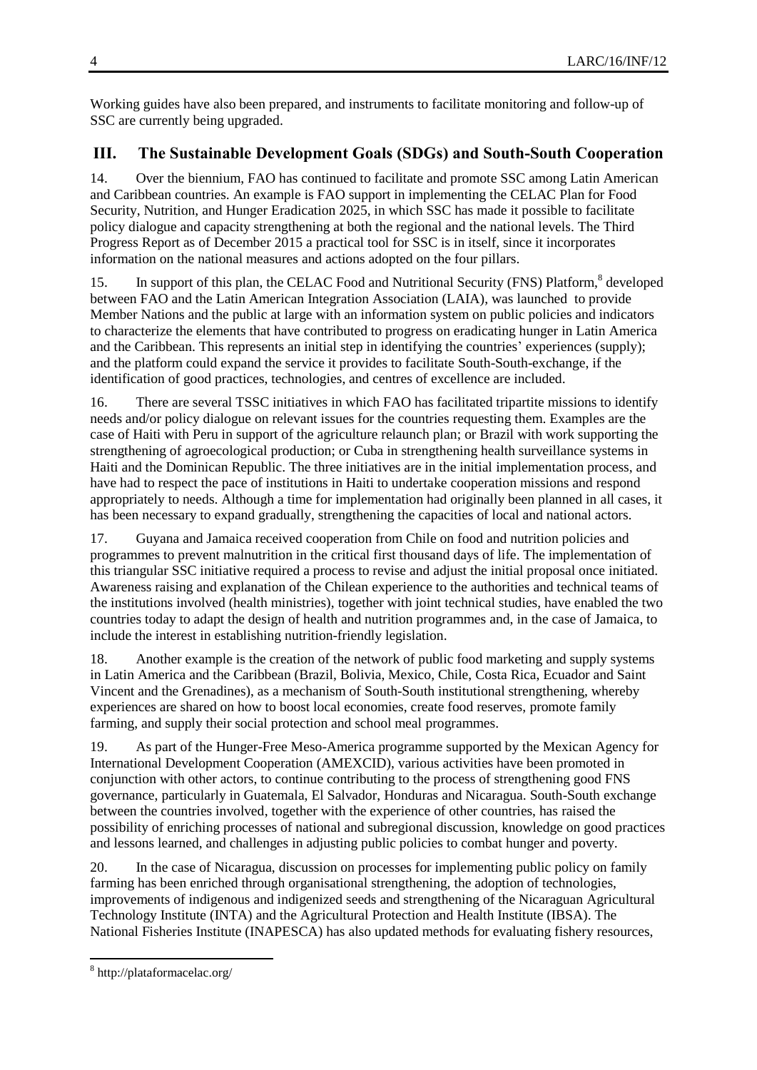Working guides have also been prepared, and instruments to facilitate monitoring and follow-up of SSC are currently being upgraded.

## III. The Sustainable Development Goals (SDGs) and South-South Cooperation

14. Over the biennium, FAO has continued to facilitate and promote SSC among Latin American and Caribbean countries. An example is FAO support in implementing the CELAC Plan for Food Security, Nutrition, and Hunger Eradication 2025, in which SSC has made it possible to facilitate policy dialogue and capacity strengthening at both the regional and the national levels. The Third Progress Report as of December 2015 a practical tool for SSC is in itself, since it incorporates information on the national measures and actions adopted on the four pillars.

15. In support of this plan, the CELAC Food and Nutritional Security (FNS) Platform,[8] developed between FAO and the Latin American Integration Association (LAIA), was launched to provide Member Nations and the public at large with an information system on public policies and indicators to characterize the elements that have contributed to progress on eradicating hunger in Latin America and the Caribbean. This represents an initial step in identifying the countries' experiences (supply); and the platform could expand the service it provides to facilitate South-South-exchange, if the identification of good practices, technologies, and centres of excellence are included.

16. There are several TSSC initiatives in which FAO has facilitated tripartite missions to identify needs and/or policy dialogue on relevant issues for the countries requesting them. Examples are the case of Haiti with Peru in support of the agriculture relaunch plan; or Brazil with work supporting the strengthening of agroecological production; or Cuba in strengthening health surveillance systems in Haiti and the Dominican Republic. The three initiatives are in the initial implementation process, and have had to respect the pace of institutions in Haiti to undertake cooperation missions and respond appropriately to needs. Although a time for implementation had originally been planned in all cases, it has been necessary to expand gradually, strengthening the capacities of local and national actors.

17. Guyana and Jamaica received cooperation from Chile on food and nutrition policies and programmes to prevent malnutrition in the critical first thousand days of life. The implementation of this triangular SSC initiative required a process to revise and adjust the initial proposal once initiated. Awareness raising and explanation of the Chilean experience to the authorities and technical teams of the institutions involved (health ministries), together with joint technical studies, have enabled the two countries today to adapt the design of health and nutrition programmes and, in the case of Jamaica, to include the interest in establishing nutrition-friendly legislation.

18. Another example is the creation of the network of public food marketing and supply systems in Latin America and the Caribbean (Brazil, Bolivia, Mexico, Chile, Costa Rica, Ecuador and Saint Vincent and the Grenadines), as a mechanism of South-South institutional strengthening, whereby experiences are shared on how to boost local economies, create food reserves, promote family farming, and supply their social protection and school meal programmes.

19. As part of the Hunger-Free Meso-America programme supported by the Mexican Agency for International Development Cooperation (AMEXCID), various activities have been promoted in conjunction with other actors, to continue contributing to the process of strengthening good FNS governance, particularly in Guatemala, El Salvador, Honduras and Nicaragua. South-South exchange between the countries involved, together with the experience of other countries, has raised the possibility of enriching processes of national and subregional discussion, knowledge on good practices and lessons learned, and challenges in adjusting public policies to combat hunger and poverty.

20. In the case of Nicaragua, discussion on processes for implementing public policy on family farming has been enriched through organisational strengthening, the adoption of technologies, improvements of indigenous and indigenized seeds and strengthening of the Nicaraguan Agricultural Technology Institute (INTA) and the Agricultural Protection and Health Institute (IBSA). The National Fisheries Institute (INAPESCA) has also updated methods for evaluating fishery resources,

---

[8] http://plataformacelac.org/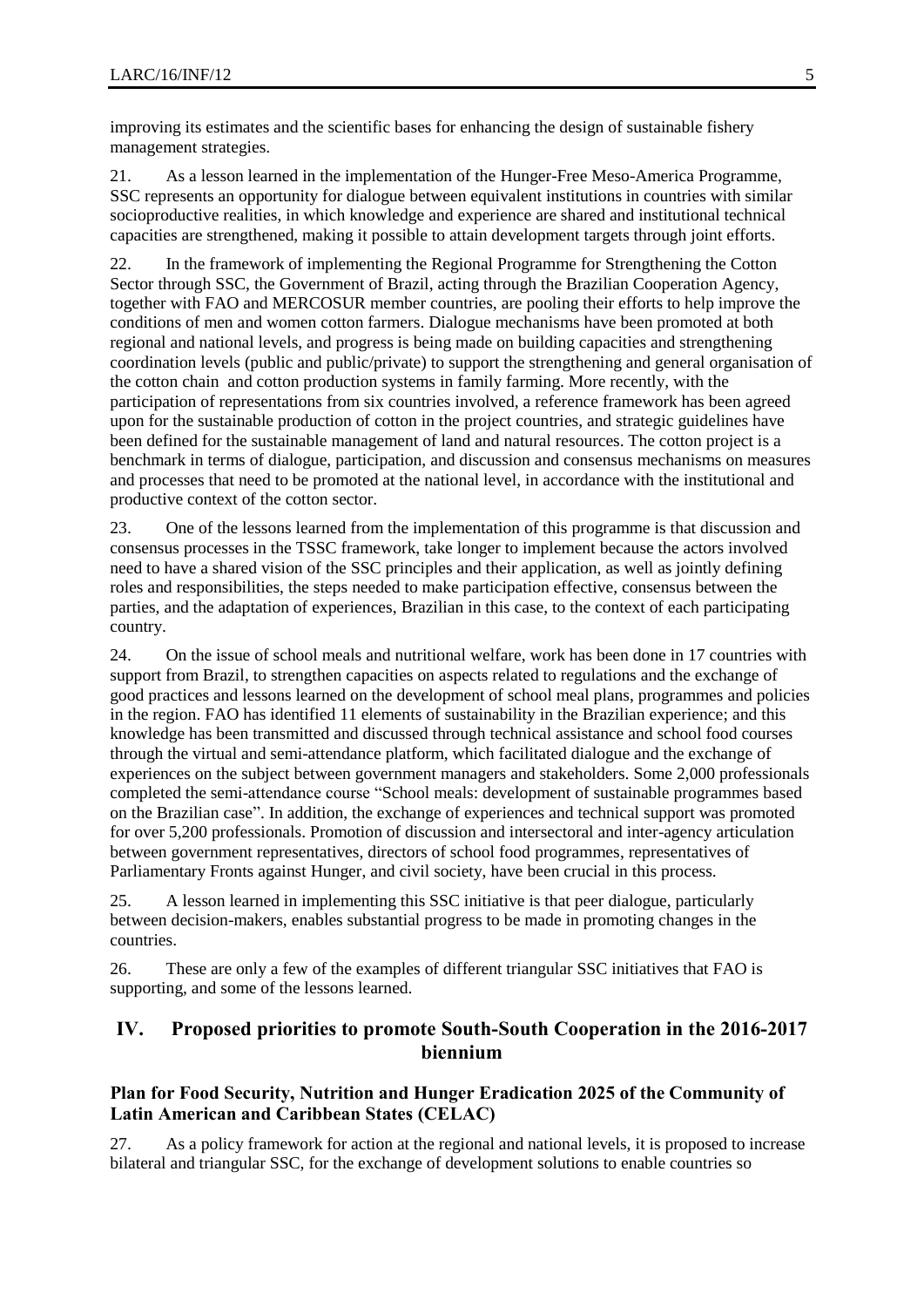improving its estimates and the scientific bases for enhancing the design of sustainable fishery management strategies.

21. As a lesson learned in the implementation of the Hunger-Free Meso-America Programme, SSC represents an opportunity for dialogue between equivalent institutions in countries with similar socioproductive realities, in which knowledge and experience are shared and institutional technical capacities are strengthened, making it possible to attain development targets through joint efforts.

22. In the framework of implementing the Regional Programme for Strengthening the Cotton Sector through SSC, the Government of Brazil, acting through the Brazilian Cooperation Agency, together with FAO and MERCOSUR member countries, are pooling their efforts to help improve the conditions of men and women cotton farmers. Dialogue mechanisms have been promoted at both regional and national levels, and progress is being made on building capacities and strengthening coordination levels (public and public/private) to support the strengthening and general organisation of the cotton chain and cotton production systems in family farming. More recently, with the participation of representations from six countries involved, a reference framework has been agreed upon for the sustainable production of cotton in the project countries, and strategic guidelines have been defined for the sustainable management of land and natural resources. The cotton project is a benchmark in terms of dialogue, participation, and discussion and consensus mechanisms on measures and processes that need to be promoted at the national level, in accordance with the institutional and productive context of the cotton sector.

23. One of the lessons learned from the implementation of this programme is that discussion and consensus processes in the TSSC framework, take longer to implement because the actors involved need to have a shared vision of the SSC principles and their application, as well as jointly defining roles and responsibilities, the steps needed to make participation effective, consensus between the parties, and the adaptation of experiences, Brazilian in this case, to the context of each participating country.

24. On the issue of school meals and nutritional welfare, work has been done in 17 countries with support from Brazil, to strengthen capacities on aspects related to regulations and the exchange of good practices and lessons learned on the development of school meal plans, programmes and policies in the region. FAO has identified 11 elements of sustainability in the Brazilian experience; and this knowledge has been transmitted and discussed through technical assistance and school food courses through the virtual and semi-attendance platform, which facilitated dialogue and the exchange of experiences on the subject between government managers and stakeholders. Some 2,000 professionals completed the semi-attendance course "School meals: development of sustainable programmes based on the Brazilian case". In addition, the exchange of experiences and technical support was promoted for over 5,200 professionals. Promotion of discussion and intersectoral and inter-agency articulation between government representatives, directors of school food programmes, representatives of Parliamentary Fronts against Hunger, and civil society, have been crucial in this process.

25. A lesson learned in implementing this SSC initiative is that peer dialogue, particularly between decision-makers, enables substantial progress to be made in promoting changes in the countries.

26. These are only a few of the examples of different triangular SSC initiatives that FAO is supporting, and some of the lessons learned.

## IV. Proposed priorities to promote South-South Cooperation in the 2016-2017 biennium

### Plan for Food Security, Nutrition and Hunger Eradication 2025 of the Community of Latin American and Caribbean States (CELAC)

27. As a policy framework for action at the regional and national levels, it is proposed to increase bilateral and triangular SSC, for the exchange of development solutions to enable countries so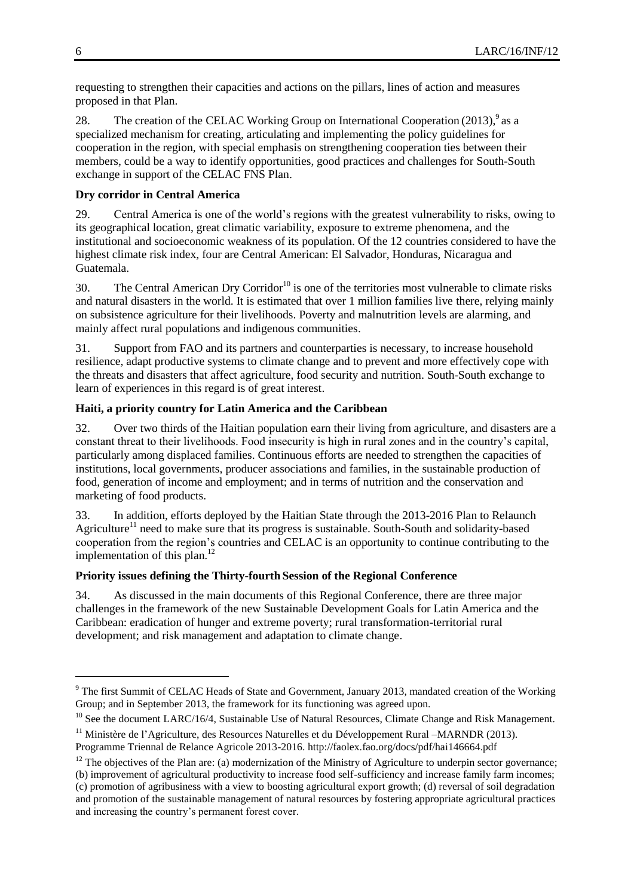requesting to strengthen their capacities and actions on the pillars, lines of action and measures proposed in that Plan.

28. The creation of the CELAC Working Group on International Cooperation (2013),[9] as a specialized mechanism for creating, articulating and implementing the policy guidelines for cooperation in the region, with special emphasis on strengthening cooperation ties between their members, could be a way to identify opportunities, good practices and challenges for South-South exchange in support of the CELAC FNS Plan.

**Dry corridor in Central America**

29. Central America is one of the world's regions with the greatest vulnerability to risks, owing to its geographical location, great climatic variability, exposure to extreme phenomena, and the institutional and socioeconomic weakness of its population. Of the 12 countries considered to have the highest climate risk index, four are Central American: El Salvador, Honduras, Nicaragua and Guatemala.

30. The Central American Dry Corridor[10] is one of the territories most vulnerable to climate risks and natural disasters in the world. It is estimated that over 1 million families live there, relying mainly on subsistence agriculture for their livelihoods. Poverty and malnutrition levels are alarming, and mainly affect rural populations and indigenous communities.

31. Support from FAO and its partners and counterparties is necessary, to increase household resilience, adapt productive systems to climate change and to prevent and more effectively cope with the threats and disasters that affect agriculture, food security and nutrition. South-South exchange to learn of experiences in this regard is of great interest.

**Haiti, a priority country for Latin America and the Caribbean**

32. Over two thirds of the Haitian population earn their living from agriculture, and disasters are a constant threat to their livelihoods. Food insecurity is high in rural zones and in the country's capital, particularly among displaced families. Continuous efforts are needed to strengthen the capacities of institutions, local governments, producer associations and families, in the sustainable production of food, generation of income and employment; and in terms of nutrition and the conservation and marketing of food products.

33. In addition, efforts deployed by the Haitian State through the 2013-2016 Plan to Relaunch Agriculture[11] need to make sure that its progress is sustainable. South-South and solidarity-based cooperation from the region's countries and CELAC is an opportunity to continue contributing to the implementation of this plan.[12]

**Priority issues defining the Thirty-fourth Session of the Regional Conference**

34. As discussed in the main documents of this Regional Conference, there are three major challenges in the framework of the new Sustainable Development Goals for Latin America and the Caribbean: eradication of hunger and extreme poverty; rural transformation-territorial rural development; and risk management and adaptation to climate change.

---

[9] The first Summit of CELAC Heads of State and Government, January 2013, mandated creation of the Working Group; and in September 2013, the framework for its functioning was agreed upon.

[10] See the document LARC/16/4, Sustainable Use of Natural Resources, Climate Change and Risk Management.

[11] Ministère de l'Agriculture, des Resources Naturelles et du Développement Rural –MARNDR (2013). Programme Triennal de Relance Agricole 2013-2016. http://faolex.fao.org/docs/pdf/hai146664.pdf

[12] The objectives of the Plan are: (a) modernization of the Ministry of Agriculture to underpin sector governance; (b) improvement of agricultural productivity to increase food self-sufficiency and increase family farm incomes; (c) promotion of agribusiness with a view to boosting agricultural export growth; (d) reversal of soil degradation and promotion of the sustainable management of natural resources by fostering appropriate agricultural practices and increasing the country's permanent forest cover.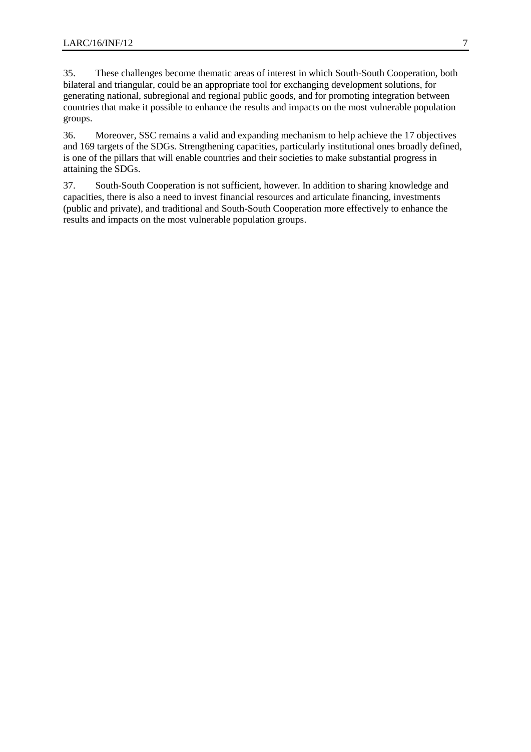35. These challenges become thematic areas of interest in which South-South Cooperation, both bilateral and triangular, could be an appropriate tool for exchanging development solutions, for generating national, subregional and regional public goods, and for promoting integration between countries that make it possible to enhance the results and impacts on the most vulnerable population groups.

36. Moreover, SSC remains a valid and expanding mechanism to help achieve the 17 objectives and 169 targets of the SDGs. Strengthening capacities, particularly institutional ones broadly defined, is one of the pillars that will enable countries and their societies to make substantial progress in attaining the SDGs.

37. South-South Cooperation is not sufficient, however. In addition to sharing knowledge and capacities, there is also a need to invest financial resources and articulate financing, investments (public and private), and traditional and South-South Cooperation more effectively to enhance the results and impacts on the most vulnerable population groups.